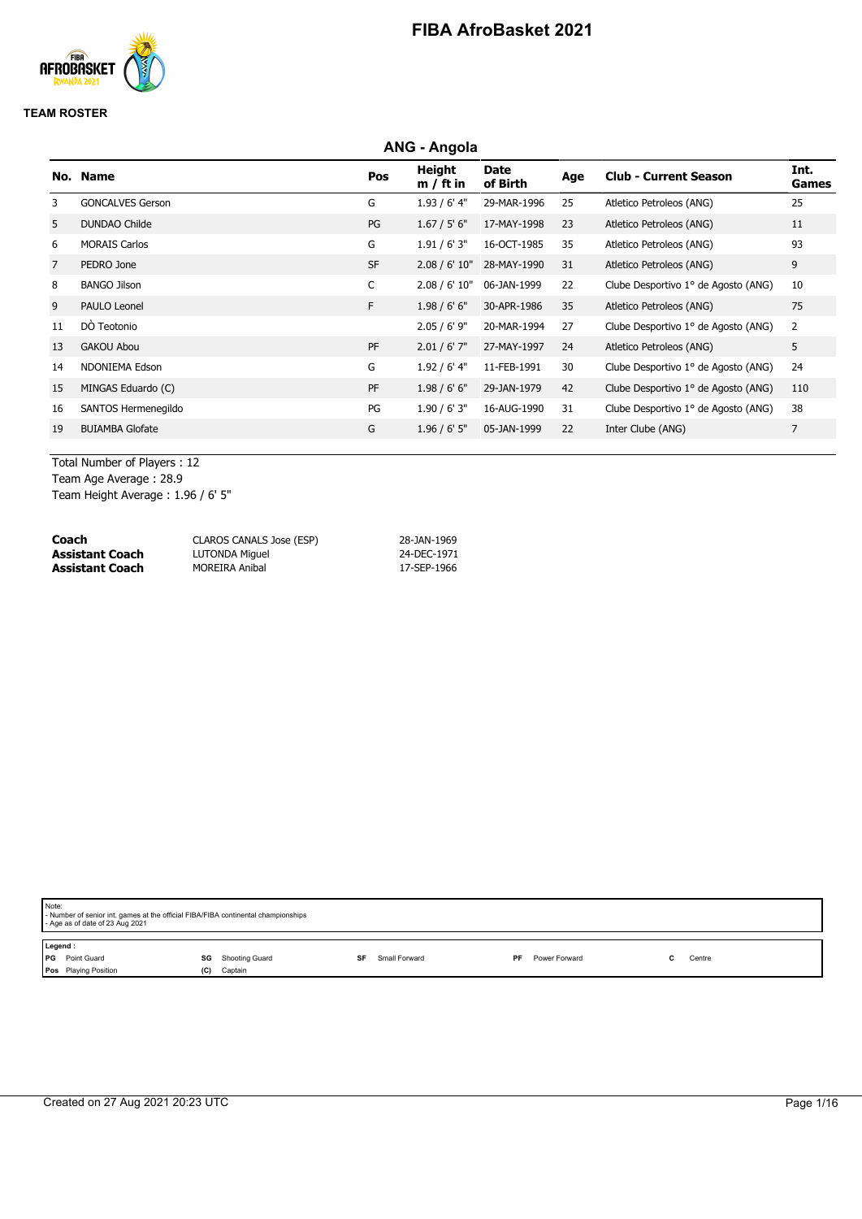# FIBA AfroBasket 2021

**TEAM ROSTER**

## ANG - Angola

| No. | Name | Pos | Height m / ft in | Date of Birth | Age | Club - Current Season | Int. Games |
|---|---|---|---|---|---|---|---|
| 3 | GONCALVES Gerson | G | 1.93 / 6' 4" | 29-MAR-1996 | 25 | Atletico Petroleos (ANG) | 25 |
| 5 | DUNDAO Childe | PG | 1.67 / 5' 6" | 17-MAY-1998 | 23 | Atletico Petroleos (ANG) | 11 |
| 6 | MORAIS Carlos | G | 1.91 / 6' 3" | 16-OCT-1985 | 35 | Atletico Petroleos (ANG) | 93 |
| 7 | PEDRO Jone | SF | 2.08 / 6' 10" | 28-MAY-1990 | 31 | Atletico Petroleos (ANG) | 9 |
| 8 | BANGO Jilson | C | 2.08 / 6' 10" | 06-JAN-1999 | 22 | Clube Desportivo 1° de Agosto (ANG) | 10 |
| 9 | PAULO Leonel | F | 1.98 / 6' 6" | 30-APR-1986 | 35 | Atletico Petroleos (ANG) | 75 |
| 11 | DÒ Teotonio | | 2.05 / 6' 9" | 20-MAR-1994 | 27 | Clube Desportivo 1° de Agosto (ANG) | 2 |
| 13 | GAKOU Abou | PF | 2.01 / 6' 7" | 27-MAY-1997 | 24 | Atletico Petroleos (ANG) | 5 |
| 14 | NDONIEMA Edson | G | 1.92 / 6' 4" | 11-FEB-1991 | 30 | Clube Desportivo 1° de Agosto (ANG) | 24 |
| 15 | MINGAS Eduardo (C) | PF | 1.98 / 6' 6" | 29-JAN-1979 | 42 | Clube Desportivo 1° de Agosto (ANG) | 110 |
| 16 | SANTOS Hermenegildo | PG | 1.90 / 6' 3" | 16-AUG-1990 | 31 | Clube Desportivo 1° de Agosto (ANG) | 38 |
| 19 | BUIAMBA Glofate | G | 1.96 / 6' 5" | 05-JAN-1999 | 22 | Inter Clube (ANG) | 7 |

Total Number of Players : 12
Team Age Average : 28.9
Team Height Average : 1.96 / 6' 5"

| | | |
|---|---|---|
| **Coach** | CLAROS CANALS Jose (ESP) | 28-JAN-1969 |
| **Assistant Coach** | LUTONDA Miguel | 24-DEC-1971 |
| **Assistant Coach** | MOREIRA Anibal | 17-SEP-1966 |

Note:
- Number of senior int. games at the official FIBA/FIBA continental championships
- Age as of date of 23 Aug 2021

**Legend :**

| | | | | | | | | | |
|---|---|---|---|---|---|---|---|---|---|
| **PG** | Point Guard | **SG** | Shooting Guard | **SF** | Small Forward | **PF** | Power Forward | **C** | Centre |
| **Pos** | Playing Position | **(C)** | Captain | | | | | | |

Created on 27 Aug 2021 20:23 UTC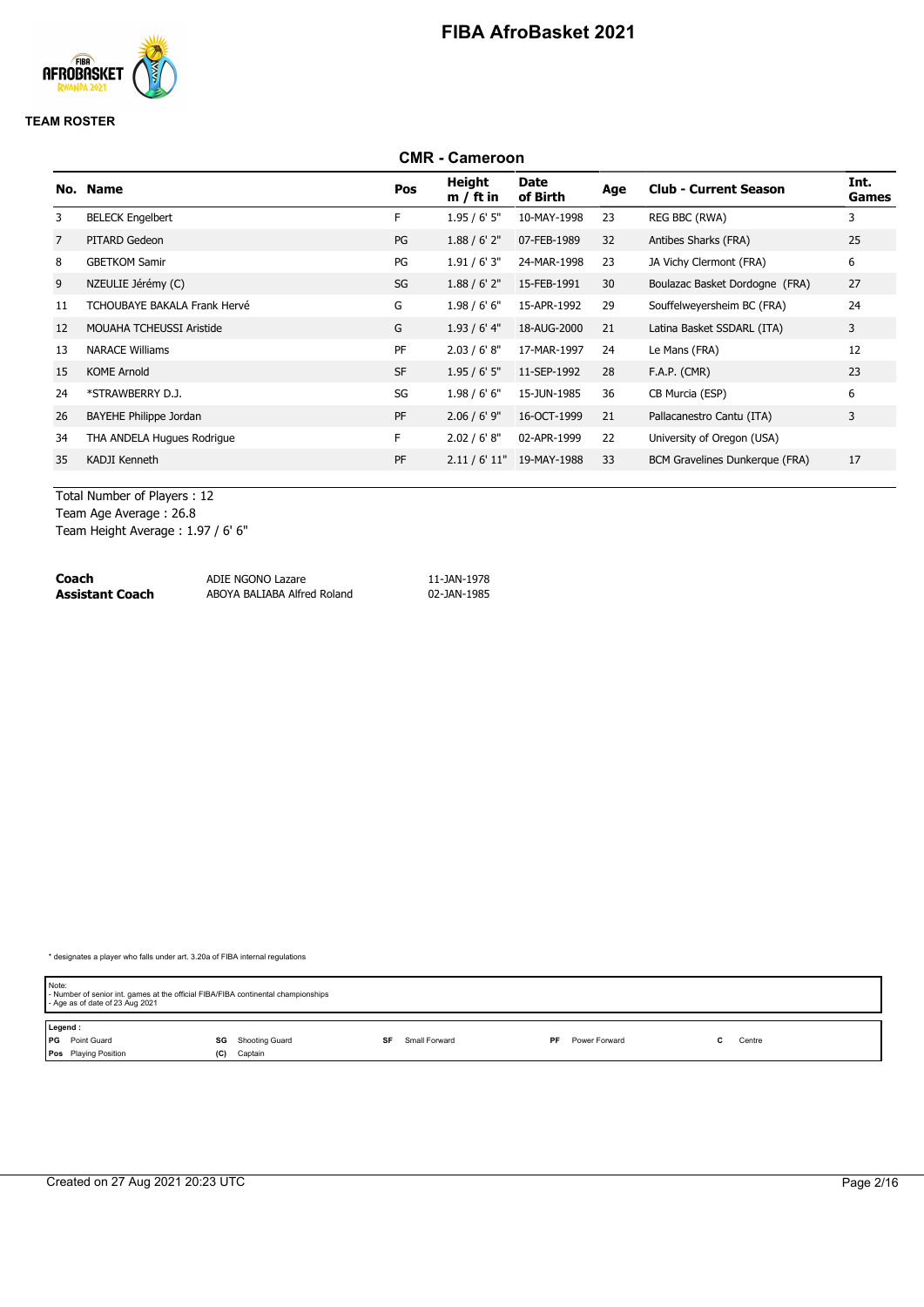# FIBA AfroBasket 2021

**TEAM ROSTER**

## CMR - Cameroon

| No. | Name | Pos | Height m / ft in | Date of Birth | Age | Club - Current Season | Int. Games |
|---|---|---|---|---|---|---|---|
| 3 | BELECK Engelbert | F | 1.95 / 6' 5" | 10-MAY-1998 | 23 | REG BBC (RWA) | 3 |
| 7 | PITARD Gedeon | PG | 1.88 / 6' 2" | 07-FEB-1989 | 32 | Antibes Sharks (FRA) | 25 |
| 8 | GBETKOM Samir | PG | 1.91 / 6' 3" | 24-MAR-1998 | 23 | JA Vichy Clermont (FRA) | 6 |
| 9 | NZEULIE Jérémy (C) | SG | 1.88 / 6' 2" | 15-FEB-1991 | 30 | Boulazac Basket Dordogne (FRA) | 27 |
| 11 | TCHOUBAYE BAKALA Frank Hervé | G | 1.98 / 6' 6" | 15-APR-1992 | 29 | Souffelweyersheim BC (FRA) | 24 |
| 12 | MOUAHA TCHEUSSI Aristide | G | 1.93 / 6' 4" | 18-AUG-2000 | 21 | Latina Basket SSDARL (ITA) | 3 |
| 13 | NARACE Williams | PF | 2.03 / 6' 8" | 17-MAR-1997 | 24 | Le Mans (FRA) | 12 |
| 15 | KOME Arnold | SF | 1.95 / 6' 5" | 11-SEP-1992 | 28 | F.A.P. (CMR) | 23 |
| 24 | *STRAWBERRY D.J. | SG | 1.98 / 6' 6" | 15-JUN-1985 | 36 | CB Murcia (ESP) | 6 |
| 26 | BAYEHE Philippe Jordan | PF | 2.06 / 6' 9" | 16-OCT-1999 | 21 | Pallacanestro Cantu (ITA) | 3 |
| 34 | THA ANDELA Hugues Rodrigue | F | 2.02 / 6' 8" | 02-APR-1999 | 22 | University of Oregon (USA) | |
| 35 | KADJI Kenneth | PF | 2.11 / 6' 11" | 19-MAY-1988 | 33 | BCM Gravelines Dunkerque (FRA) | 17 |

Total Number of Players : 12
Team Age Average : 26.8
Team Height Average : 1.97 / 6' 6"

| | | |
|---|---|---|
| **Coach** | ADIE NGONO Lazare | 11-JAN-1978 |
| **Assistant Coach** | ABOYA BALIABA Alfred Roland | 02-JAN-1985 |

* designates a player who falls under art. 3.20a of FIBA internal regulations

Note:
- Number of senior int. games at the official FIBA/FIBA continental championships
- Age as of date of 23 Aug 2021

Legend :

| | | | | | | | | | |
|---|---|---|---|---|---|---|---|---|---|
| **PG** | Point Guard | **SG** | Shooting Guard | **SF** | Small Forward | **PF** | Power Forward | **C** | Centre |
| **Pos** | Playing Position | **(C)** | Captain | | | | | | |

Created on 27 Aug 2021 20:23 UTC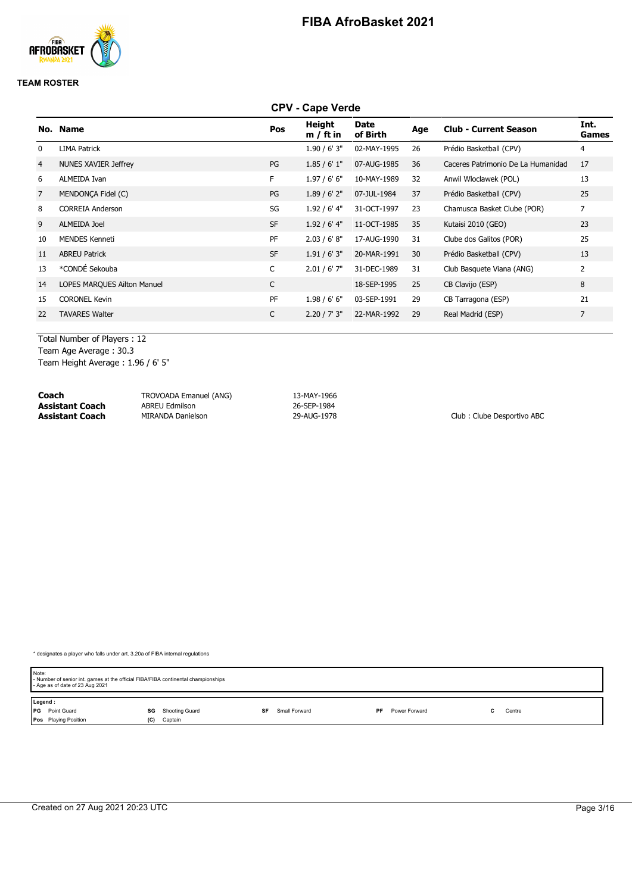# FIBA AfroBasket 2021

**TEAM ROSTER**

## CPV - Cape Verde

| No. | Name | Pos | Height m / ft in | Date of Birth | Age | Club - Current Season | Int. Games |
|---|---|---|---|---|---|---|---|
| 0 | LIMA Patrick | | 1.90 / 6' 3" | 02-MAY-1995 | 26 | Prédio Basketball (CPV) | 4 |
| 4 | NUNES XAVIER Jeffrey | PG | 1.85 / 6' 1" | 07-AUG-1985 | 36 | Caceres Patrimonio De La Humanidad | 17 |
| 6 | ALMEIDA Ivan | F | 1.97 / 6' 6" | 10-MAY-1989 | 32 | Anwil Wloclawek (POL) | 13 |
| 7 | MENDONÇA Fidel (C) | PG | 1.89 / 6' 2" | 07-JUL-1984 | 37 | Prédio Basketball (CPV) | 25 |
| 8 | CORREIA Anderson | SG | 1.92 / 6' 4" | 31-OCT-1997 | 23 | Chamusca Basket Clube (POR) | 7 |
| 9 | ALMEIDA Joel | SF | 1.92 / 6' 4" | 11-OCT-1985 | 35 | Kutaisi 2010 (GEO) | 23 |
| 10 | MENDES Kenneti | PF | 2.03 / 6' 8" | 17-AUG-1990 | 31 | Clube dos Galitos (POR) | 25 |
| 11 | ABREU Patrick | SF | 1.91 / 6' 3" | 20-MAR-1991 | 30 | Prédio Basketball (CPV) | 13 |
| 13 | *CONDÉ Sekouba | C | 2.01 / 6' 7" | 31-DEC-1989 | 31 | Club Basquete Viana (ANG) | 2 |
| 14 | LOPES MARQUES Ailton Manuel | C | | 18-SEP-1995 | 25 | CB Clavijo (ESP) | 8 |
| 15 | CORONEL Kevin | PF | 1.98 / 6' 6" | 03-SEP-1991 | 29 | CB Tarragona (ESP) | 21 |
| 22 | TAVARES Walter | C | 2.20 / 7' 3" | 22-MAR-1992 | 29 | Real Madrid (ESP) | 7 |

Total Number of Players : 12
Team Age Average : 30.3
Team Height Average : 1.96 / 6' 5"

| | | | |
|---|---|---|---|
| **Coach** | TROVOADA Emanuel (ANG) | 13-MAY-1966 | |
| **Assistant Coach** | ABREU Edmilson | 26-SEP-1984 | |
| **Assistant Coach** | MIRANDA Danielson | 29-AUG-1978 | Club : Clube Desportivo ABC |

\* designates a player who falls under art. 3.20a of FIBA internal regulations

Note:
- Number of senior int. games at the official FIBA/FIBA continental championships
- Age as of date of 23 Aug 2021

**Legend :**

| | | | | | | | | | |
|---|---|---|---|---|---|---|---|---|---|
| **PG** | Point Guard | **SG** | Shooting Guard | **SF** | Small Forward | **PF** | Power Forward | **C** | Centre |
| **Pos** | Playing Position | **(C)** | Captain | | | | | | |

Created on 27 Aug 2021 20:23 UTC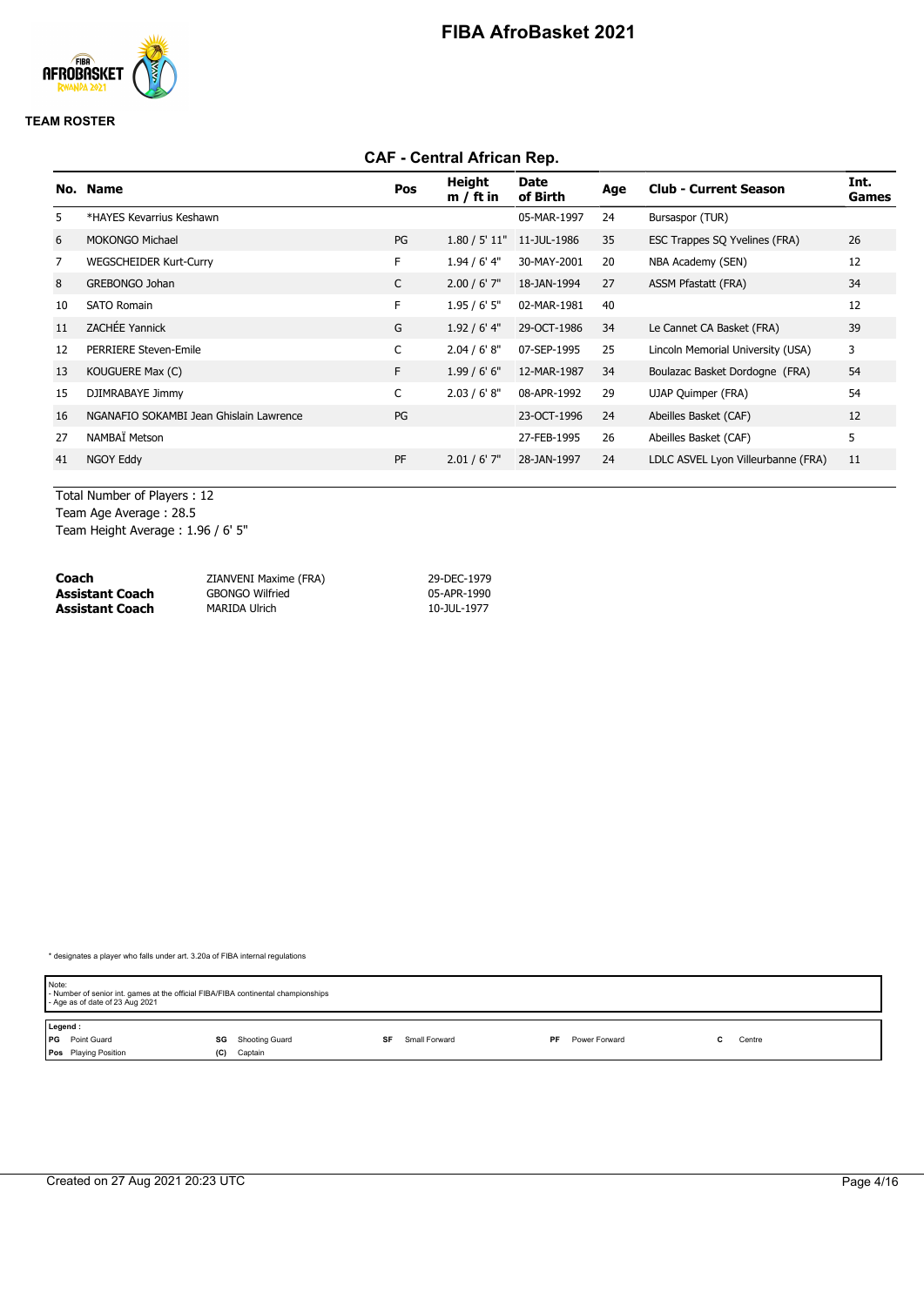# FIBA AfroBasket 2021

**TEAM ROSTER**

## CAF - Central African Rep.

| No. | Name | Pos | Height m / ft in | Date of Birth | Age | Club - Current Season | Int. Games |
|---|---|---|---|---|---|---|---|
| 5 | *HAYES Kevarrius Keshawn | | | 05-MAR-1997 | 24 | Bursaspor (TUR) | |
| 6 | MOKONGO Michael | PG | 1.80 / 5' 11" | 11-JUL-1986 | 35 | ESC Trappes SQ Yvelines (FRA) | 26 |
| 7 | WEGSCHEIDER Kurt-Curry | F | 1.94 / 6' 4" | 30-MAY-2001 | 20 | NBA Academy (SEN) | 12 |
| 8 | GREBONGO Johan | C | 2.00 / 6' 7" | 18-JAN-1994 | 27 | ASSM Pfastatt (FRA) | 34 |
| 10 | SATO Romain | F | 1.95 / 6' 5" | 02-MAR-1981 | 40 | | 12 |
| 11 | ZACHÉE Yannick | G | 1.92 / 6' 4" | 29-OCT-1986 | 34 | Le Cannet CA Basket (FRA) | 39 |
| 12 | PERRIERE Steven-Emile | C | 2.04 / 6' 8" | 07-SEP-1995 | 25 | Lincoln Memorial University (USA) | 3 |
| 13 | KOUGUERE Max (C) | F | 1.99 / 6' 6" | 12-MAR-1987 | 34 | Boulazac Basket Dordogne (FRA) | 54 |
| 15 | DJIMRABAYE Jimmy | C | 2.03 / 6' 8" | 08-APR-1992 | 29 | UJAP Quimper (FRA) | 54 |
| 16 | NGANAFIO SOKAMBI Jean Ghislain Lawrence | PG | | 23-OCT-1996 | 24 | Abeilles Basket (CAF) | 12 |
| 27 | NAMBAÏ Metson | | | 27-FEB-1995 | 26 | Abeilles Basket (CAF) | 5 |
| 41 | NGOY Eddy | PF | 2.01 / 6' 7" | 28-JAN-1997 | 24 | LDLC ASVEL Lyon Villeurbanne (FRA) | 11 |

Total Number of Players : 12
Team Age Average : 28.5
Team Height Average : 1.96 / 6' 5"

| | | |
|---|---|---|
| **Coach** | ZIANVENI Maxime (FRA) | 29-DEC-1979 |
| **Assistant Coach** | GBONGO Wilfried | 05-APR-1990 |
| **Assistant Coach** | MARIDA Ulrich | 10-JUL-1977 |

* designates a player who falls under art. 3.20a of FIBA internal regulations

Note:
- Number of senior int. games at the official FIBA/FIBA continental championships
- Age as of date of 23 Aug 2021

Legend :

| | | | | | | | | | |
|---|---|---|---|---|---|---|---|---|---|
| **PG** | Point Guard | **SG** | Shooting Guard | **SF** | Small Forward | **PF** | Power Forward | **C** | Centre |
| **Pos** | Playing Position | **(C)** | Captain | | | | | | |

Created on 27 Aug 2021 20:23 UTC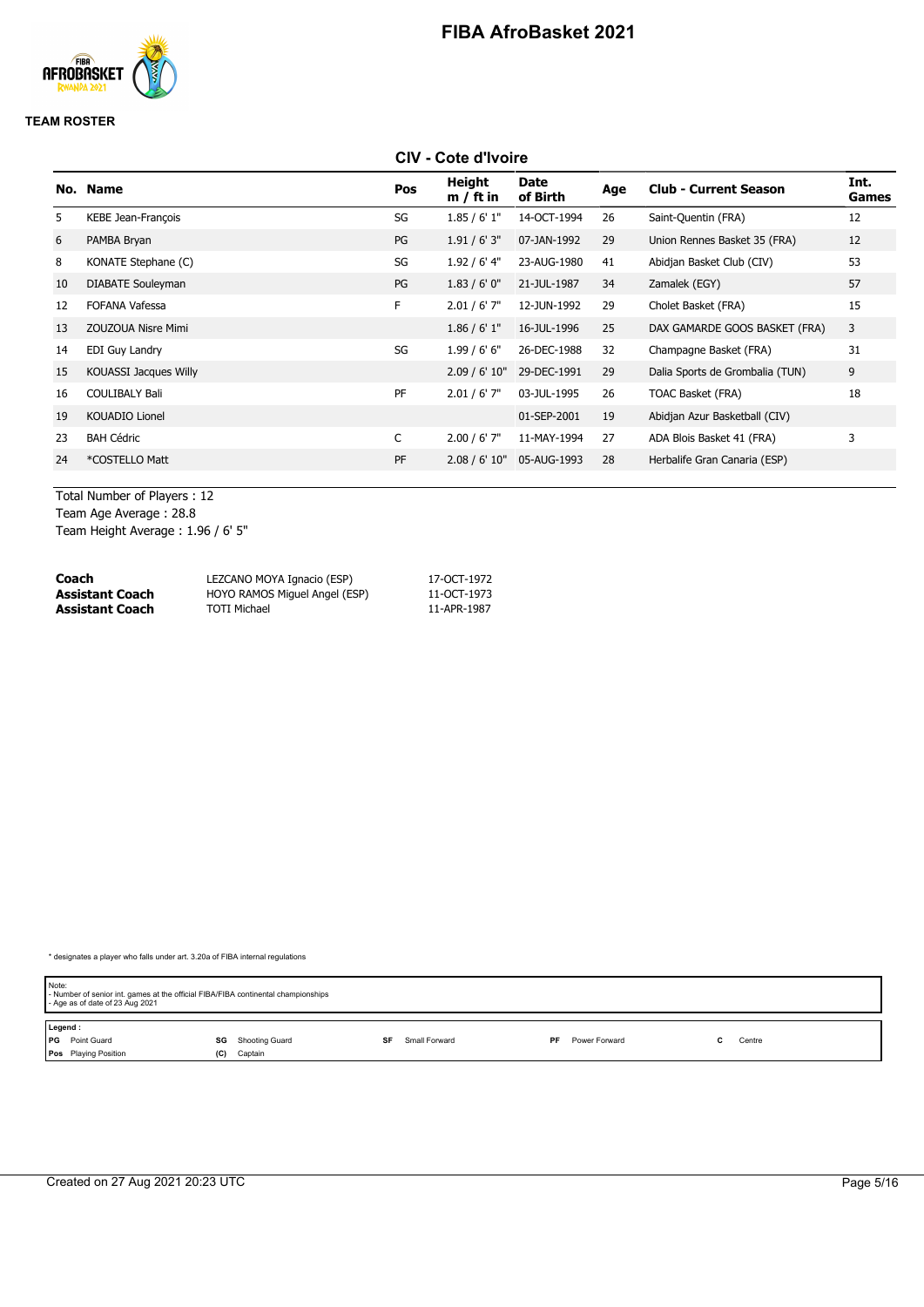# FIBA AfroBasket 2021

**TEAM ROSTER**

## CIV - Cote d'Ivoire

| No. | Name | Pos | Height m / ft in | Date of Birth | Age | Club - Current Season | Int. Games |
|---|---|---|---|---|---|---|---|
| 5 | KEBE Jean-François | SG | 1.85 / 6' 1" | 14-OCT-1994 | 26 | Saint-Quentin (FRA) | 12 |
| 6 | PAMBA Bryan | PG | 1.91 / 6' 3" | 07-JAN-1992 | 29 | Union Rennes Basket 35 (FRA) | 12 |
| 8 | KONATE Stephane (C) | SG | 1.92 / 6' 4" | 23-AUG-1980 | 41 | Abidjan Basket Club (CIV) | 53 |
| 10 | DIABATE Souleyman | PG | 1.83 / 6' 0" | 21-JUL-1987 | 34 | Zamalek (EGY) | 57 |
| 12 | FOFANA Vafessa | F | 2.01 / 6' 7" | 12-JUN-1992 | 29 | Cholet Basket (FRA) | 15 |
| 13 | ZOUZOUA Nisre Mimi | | 1.86 / 6' 1" | 16-JUL-1996 | 25 | DAX GAMARDE GOOS BASKET (FRA) | 3 |
| 14 | EDI Guy Landry | SG | 1.99 / 6' 6" | 26-DEC-1988 | 32 | Champagne Basket (FRA) | 31 |
| 15 | KOUASSI Jacques Willy | | 2.09 / 6' 10" | 29-DEC-1991 | 29 | Dalia Sports de Grombalia (TUN) | 9 |
| 16 | COULIBALY Bali | PF | 2.01 / 6' 7" | 03-JUL-1995 | 26 | TOAC Basket (FRA) | 18 |
| 19 | KOUADIO Lionel | | | 01-SEP-2001 | 19 | Abidjan Azur Basketball (CIV) | |
| 23 | BAH Cédric | C | 2.00 / 6' 7" | 11-MAY-1994 | 27 | ADA Blois Basket 41 (FRA) | 3 |
| 24 | *COSTELLO Matt | PF | 2.08 / 6' 10" | 05-AUG-1993 | 28 | Herbalife Gran Canaria (ESP) | |

Total Number of Players : 12
Team Age Average : 28.8
Team Height Average : 1.96 / 6' 5"

| | | |
|---|---|---|
| **Coach** | LEZCANO MOYA Ignacio (ESP) | 17-OCT-1972 |
| **Assistant Coach** | HOYO RAMOS Miguel Angel (ESP) | 11-OCT-1973 |
| **Assistant Coach** | TOTI Michael | 11-APR-1987 |

* designates a player who falls under art. 3.20a of FIBA internal regulations

Note:
- Number of senior int. games at the official FIBA/FIBA continental championships
- Age as of date of 23 Aug 2021

**Legend :**
**PG** Point Guard | **SG** Shooting Guard | **SF** Small Forward | **PF** Power Forward | **C** Centre
**Pos** Playing Position | **(C)** Captain

Created on 27 Aug 2021 20:23 UTC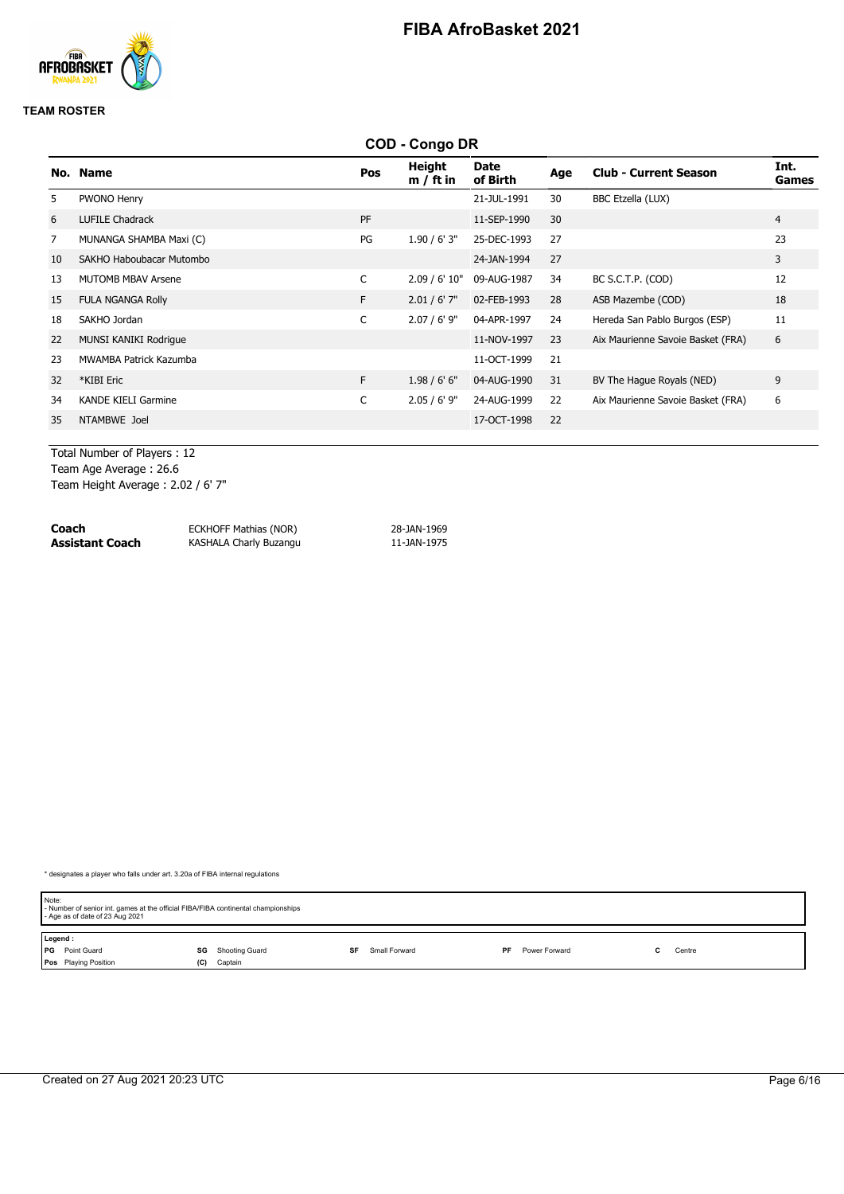# FIBA AfroBasket 2021

**TEAM ROSTER**

## COD - Congo DR

| No. | Name | Pos | Height m / ft in | Date of Birth | Age | Club - Current Season | Int. Games |
|---|---|---|---|---|---|---|---|
| 5 | PWONO Henry | | | 21-JUL-1991 | 30 | BBC Etzella (LUX) | |
| 6 | LUFILE Chadrack | PF | | 11-SEP-1990 | 30 | | 4 |
| 7 | MUNANGA SHAMBA Maxi (C) | PG | 1.90 / 6' 3" | 25-DEC-1993 | 27 | | 23 |
| 10 | SAKHO Haboubacar Mutombo | | | 24-JAN-1994 | 27 | | 3 |
| 13 | MUTOMB MBAV Arsene | C | 2.09 / 6' 10" | 09-AUG-1987 | 34 | BC S.C.T.P. (COD) | 12 |
| 15 | FULA NGANGA Rolly | F | 2.01 / 6' 7" | 02-FEB-1993 | 28 | ASB Mazembe (COD) | 18 |
| 18 | SAKHO Jordan | C | 2.07 / 6' 9" | 04-APR-1997 | 24 | Hereda San Pablo Burgos (ESP) | 11 |
| 22 | MUNSI KANIKI Rodrigue | | | 11-NOV-1997 | 23 | Aix Maurienne Savoie Basket (FRA) | 6 |
| 23 | MWAMBA Patrick Kazumba | | | 11-OCT-1999 | 21 | | |
| 32 | *KIBI Eric | F | 1.98 / 6' 6" | 04-AUG-1990 | 31 | BV The Hague Royals (NED) | 9 |
| 34 | KANDE KIELI Garmine | C | 2.05 / 6' 9" | 24-AUG-1999 | 22 | Aix Maurienne Savoie Basket (FRA) | 6 |
| 35 | NTAMBWE Joel | | | 17-OCT-1998 | 22 | | |

Total Number of Players : 12
Team Age Average : 26.6
Team Height Average : 2.02 / 6' 7"

| | | |
|---|---|---|
| **Coach** | ECKHOFF Mathias (NOR) | 28-JAN-1969 |
| **Assistant Coach** | KASHALA Charly Buzangu | 11-JAN-1975 |

* designates a player who falls under art. 3.20a of FIBA internal regulations

Note:
- Number of senior int. games at the official FIBA/FIBA continental championships
- Age as of date of 23 Aug 2021

Legend :
PG Point Guard | SG Shooting Guard | SF Small Forward | PF Power Forward | C Centre
Pos Playing Position | (C) Captain

Created on 27 Aug 2021 20:23 UTC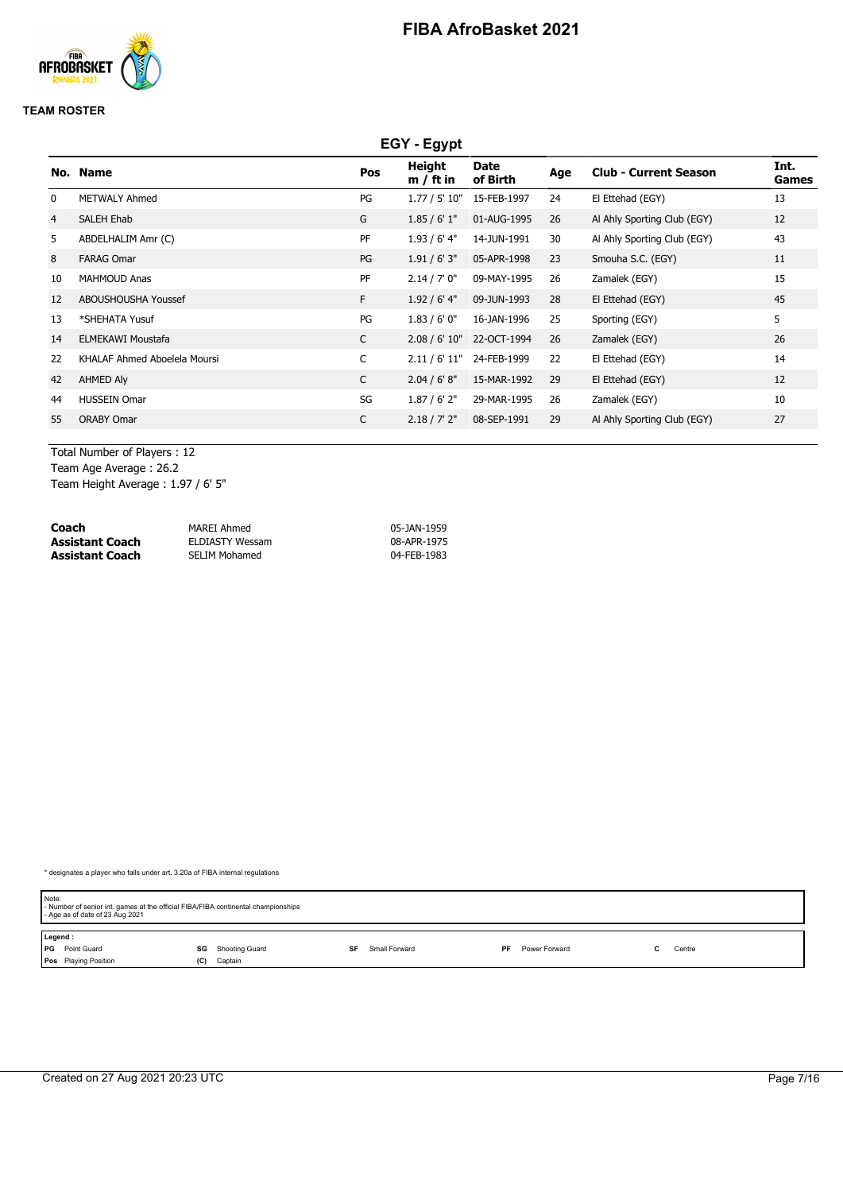# FIBA AfroBasket 2021

**TEAM ROSTER**

## EGY - Egypt

| No. | Name | Pos | Height m / ft in | Date of Birth | Age | Club - Current Season | Int. Games |
|---|---|---|---|---|---|---|---|
| 0 | METWALY Ahmed | PG | 1.77 / 5' 10" | 15-FEB-1997 | 24 | El Ettehad (EGY) | 13 |
| 4 | SALEH Ehab | G | 1.85 / 6' 1" | 01-AUG-1995 | 26 | Al Ahly Sporting Club (EGY) | 12 |
| 5 | ABDELHALIM Amr (C) | PF | 1.93 / 6' 4" | 14-JUN-1991 | 30 | Al Ahly Sporting Club (EGY) | 43 |
| 8 | FARAG Omar | PG | 1.91 / 6' 3" | 05-APR-1998 | 23 | Smouha S.C. (EGY) | 11 |
| 10 | MAHMOUD Anas | PF | 2.14 / 7' 0" | 09-MAY-1995 | 26 | Zamalek (EGY) | 15 |
| 12 | ABOUSHOUSHA Youssef | F | 1.92 / 6' 4" | 09-JUN-1993 | 28 | El Ettehad (EGY) | 45 |
| 13 | *SHEHATA Yusuf | PG | 1.83 / 6' 0" | 16-JAN-1996 | 25 | Sporting (EGY) | 5 |
| 14 | ELMEKAWI Moustafa | C | 2.08 / 6' 10" | 22-OCT-1994 | 26 | Zamalek (EGY) | 26 |
| 22 | KHALAF Ahmed Aboelela Moursi | C | 2.11 / 6' 11" | 24-FEB-1999 | 22 | El Ettehad (EGY) | 14 |
| 42 | AHMED Aly | C | 2.04 / 6' 8" | 15-MAR-1992 | 29 | El Ettehad (EGY) | 12 |
| 44 | HUSSEIN Omar | SG | 1.87 / 6' 2" | 29-MAR-1995 | 26 | Zamalek (EGY) | 10 |
| 55 | ORABY Omar | C | 2.18 / 7' 2" | 08-SEP-1991 | 29 | Al Ahly Sporting Club (EGY) | 27 |

Total Number of Players : 12
Team Age Average : 26.2
Team Height Average : 1.97 / 6' 5"

| | | |
|---|---|---|
| **Coach** | MAREI Ahmed | 05-JAN-1959 |
| **Assistant Coach** | ELDIASTY Wessam | 08-APR-1975 |
| **Assistant Coach** | SELIM Mohamed | 04-FEB-1983 |

* designates a player who falls under art. 3.20a of FIBA internal regulations

Note:
- Number of senior int. games at the official FIBA/FIBA continental championships
- Age as of date of 23 Aug 2021

**Legend :**

| | | | | | | | | | |
|---|---|---|---|---|---|---|---|---|---|
| **PG** | Point Guard | **SG** | Shooting Guard | **SF** | Small Forward | **PF** | Power Forward | **C** | Centre |
| **Pos** | Playing Position | **(C)** | Captain | | | | | | |

Created on 27 Aug 2021 20:23 UTC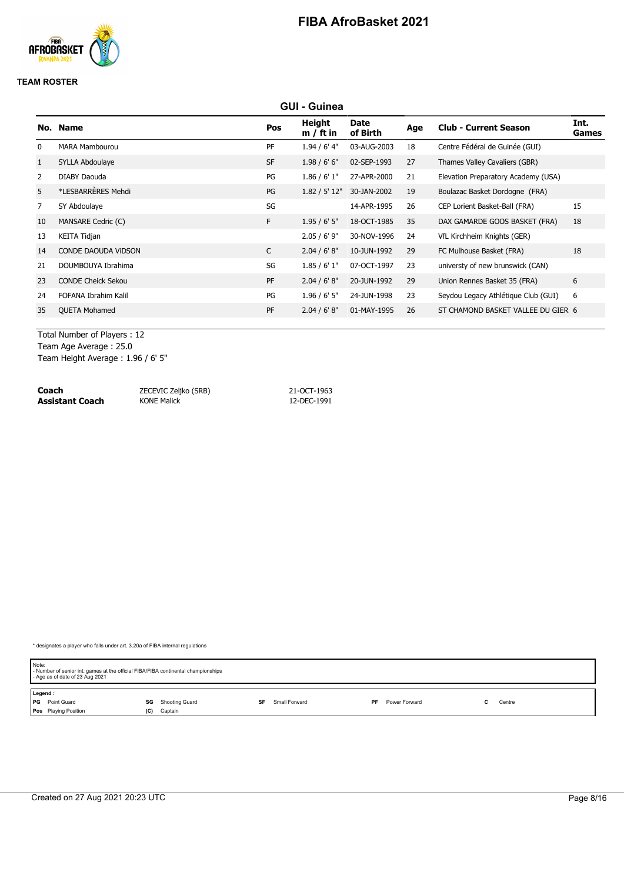# FIBA AfroBasket 2021

**TEAM ROSTER**

## GUI - Guinea

| No. | Name | Pos | Height m / ft in | Date of Birth | Age | Club - Current Season | Int. Games |
|---|---|---|---|---|---|---|---|
| 0 | MARA Mambourou | PF | 1.94 / 6' 4" | 03-AUG-2003 | 18 | Centre Fédéral de Guinée (GUI) | |
| 1 | SYLLA Abdoulaye | SF | 1.98 / 6' 6" | 02-SEP-1993 | 27 | Thames Valley Cavaliers (GBR) | |
| 2 | DIABY Daouda | PG | 1.86 / 6' 1" | 27-APR-2000 | 21 | Elevation Preparatory Academy (USA) | |
| 5 | *LESBARRÈRES Mehdi | PG | 1.82 / 5' 12" | 30-JAN-2002 | 19 | Boulazac Basket Dordogne (FRA) | |
| 7 | SY Abdoulaye | SG | | 14-APR-1995 | 26 | CEP Lorient Basket-Ball (FRA) | 15 |
| 10 | MANSARE Cedric (C) | F | 1.95 / 6' 5" | 18-OCT-1985 | 35 | DAX GAMARDE GOOS BASKET (FRA) | 18 |
| 13 | KEITA Tidjan | | 2.05 / 6' 9" | 30-NOV-1996 | 24 | VfL Kirchheim Knights (GER) | |
| 14 | CONDE DAOUDA ViDSON | C | 2.04 / 6' 8" | 10-JUN-1992 | 29 | FC Mulhouse Basket (FRA) | 18 |
| 21 | DOUMBOUYA Ibrahima | SG | 1.85 / 6' 1" | 07-OCT-1997 | 23 | universty of new brunswick (CAN) | |
| 23 | CONDE Cheick Sekou | PF | 2.04 / 6' 8" | 20-JUN-1992 | 29 | Union Rennes Basket 35 (FRA) | 6 |
| 24 | FOFANA Ibrahim Kalil | PG | 1.96 / 6' 5" | 24-JUN-1998 | 23 | Seydou Legacy Athlétique Club (GUI) | 6 |
| 35 | QUETA Mohamed | PF | 2.04 / 6' 8" | 01-MAY-1995 | 26 | ST CHAMOND BASKET VALLEE DU GIER | 6 |

Total Number of Players : 12
Team Age Average : 25.0
Team Height Average : 1.96 / 6' 5"

| | | |
|---|---|---|
| **Coach** | ZECEVIC Zeljko (SRB) | 21-OCT-1963 |
| **Assistant Coach** | KONE Malick | 12-DEC-1991 |

\* designates a player who falls under art. 3.20a of FIBA internal regulations

Note:
- Number of senior int. games at the official FIBA/FIBA continental championships
- Age as of date of 23 Aug 2021

Legend :

| | | | | | | | | | |
|---|---|---|---|---|---|---|---|---|---|
| **PG** | Point Guard | **SG** | Shooting Guard | **SF** | Small Forward | **PF** | Power Forward | **C** | Centre |
| **Pos** | Playing Position | **(C)** | Captain | | | | | | |

Created on 27 Aug 2021 20:23 UTC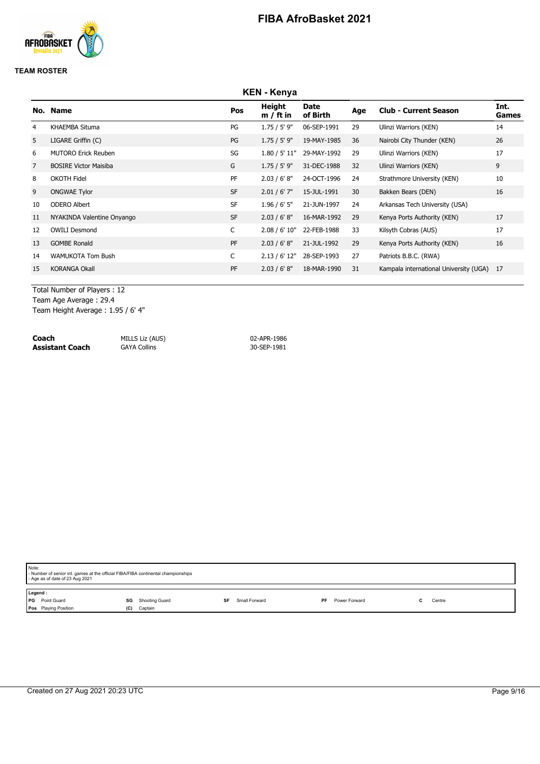# FIBA AfroBasket 2021

**TEAM ROSTER**

## KEN - Kenya

| No. | Name | Pos | Height m / ft in | Date of Birth | Age | Club - Current Season | Int. Games |
|---|---|---|---|---|---|---|---|
| 4 | KHAEMBA Situma | PG | 1.75 / 5' 9" | 06-SEP-1991 | 29 | Ulinzi Warriors (KEN) | 14 |
| 5 | LIGARE Griffin (C) | PG | 1.75 / 5' 9" | 19-MAY-1985 | 36 | Nairobi City Thunder (KEN) | 26 |
| 6 | MUTORO Erick Reuben | SG | 1.80 / 5' 11" | 29-MAY-1992 | 29 | Ulinzi Warriors (KEN) | 17 |
| 7 | BOSIRE Victor Maisiba | G | 1.75 / 5' 9" | 31-DEC-1988 | 32 | Ulinzi Warriors (KEN) | 9 |
| 8 | OKOTH Fidel | PF | 2.03 / 6' 8" | 24-OCT-1996 | 24 | Strathmore University (KEN) | 10 |
| 9 | ONGWAE Tylor | SF | 2.01 / 6' 7" | 15-JUL-1991 | 30 | Bakken Bears (DEN) | 16 |
| 10 | ODERO Albert | SF | 1.96 / 6' 5" | 21-JUN-1997 | 24 | Arkansas Tech University (USA) | |
| 11 | NYAKINDA Valentine Onyango | SF | 2.03 / 6' 8" | 16-MAR-1992 | 29 | Kenya Ports Authority (KEN) | 17 |
| 12 | OWILI Desmond | C | 2.08 / 6' 10" | 22-FEB-1988 | 33 | Kilsyth Cobras (AUS) | 17 |
| 13 | GOMBE Ronald | PF | 2.03 / 6' 8" | 21-JUL-1992 | 29 | Kenya Ports Authority (KEN) | 16 |
| 14 | WAMUKOTA Tom Bush | C | 2.13 / 6' 12" | 28-SEP-1993 | 27 | Patriots B.B.C. (RWA) | |
| 15 | KORANGA Okall | PF | 2.03 / 6' 8" | 18-MAR-1990 | 31 | Kampala international University (UGA) | 17 |

Total Number of Players : 12
Team Age Average : 29.4
Team Height Average : 1.95 / 6' 4"

| | | |
|---|---|---|
| **Coach** | MILLS Liz (AUS) | 02-APR-1986 |
| **Assistant Coach** | GAYA Collins | 30-SEP-1981 |

Note:
- Number of senior int. games at the official FIBA/FIBA continental championships
- Age as of date of 23 Aug 2021

Legend :

| | | | | | | | | | |
|---|---|---|---|---|---|---|---|---|---|
| PG | Point Guard | SG | Shooting Guard | SF | Small Forward | PF | Power Forward | C | Centre |
| Pos | Playing Position | (C) | Captain | | | | | | |

Created on 27 Aug 2021 20:23 UTC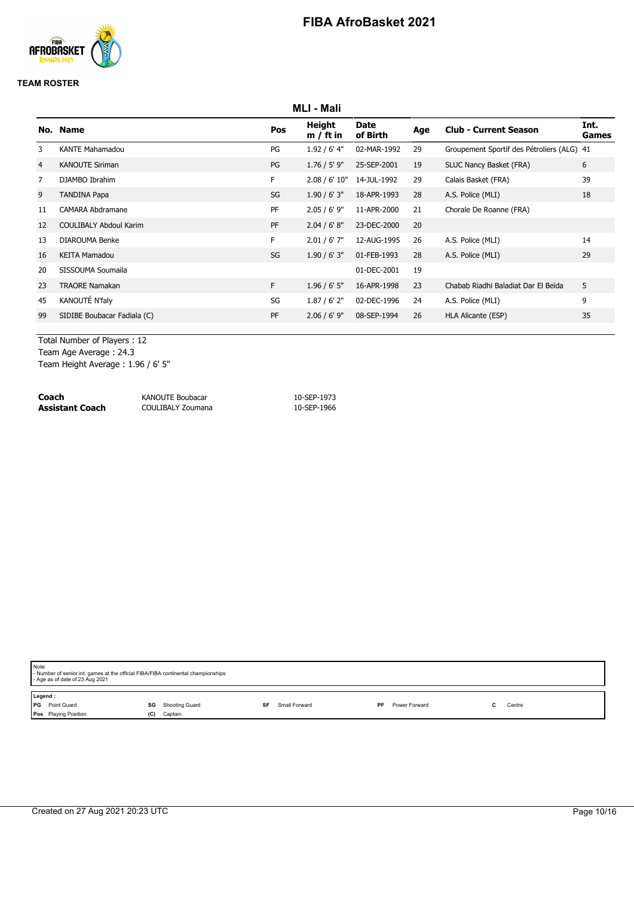# FIBA AfroBasket 2021

**TEAM ROSTER**

## MLI - Mali

| No. | Name | Pos | Height m / ft in | Date of Birth | Age | Club - Current Season | Int. Games |
|---|---|---|---|---|---|---|---|
| 3 | KANTE Mahamadou | PG | 1.92 / 6' 4" | 02-MAR-1992 | 29 | Groupement Sportif des Pétroliers (ALG) | 41 |
| 4 | KANOUTE Siriman | PG | 1.76 / 5' 9" | 25-SEP-2001 | 19 | SLUC Nancy Basket (FRA) | 6 |
| 7 | DJAMBO Ibrahim | F | 2.08 / 6' 10" | 14-JUL-1992 | 29 | Calais Basket (FRA) | 39 |
| 9 | TANDINA Papa | SG | 1.90 / 6' 3" | 18-APR-1993 | 28 | A.S. Police (MLI) | 18 |
| 11 | CAMARA Abdramane | PF | 2.05 / 6' 9" | 11-APR-2000 | 21 | Chorale De Roanne (FRA) | |
| 12 | COULIBALY Abdoul Karim | PF | 2.04 / 6' 8" | 23-DEC-2000 | 20 | | |
| 13 | DIAROUMA Benke | F | 2.01 / 6' 7" | 12-AUG-1995 | 26 | A.S. Police (MLI) | 14 |
| 16 | KEITA Mamadou | SG | 1.90 / 6' 3" | 01-FEB-1993 | 28 | A.S. Police (MLI) | 29 |
| 20 | SISSOUMA Soumaila | | | 01-DEC-2001 | 19 | | |
| 23 | TRAORE Namakan | F | 1.96 / 6' 5" | 16-APR-1998 | 23 | Chabab Riadhi Baladiat Dar El Beïda | 5 |
| 45 | KANOUTÉ N'faly | SG | 1.87 / 6' 2" | 02-DEC-1996 | 24 | A.S. Police (MLI) | 9 |
| 99 | SIDIBE Boubacar Fadiala (C) | PF | 2.06 / 6' 9" | 08-SEP-1994 | 26 | HLA Alicante (ESP) | 35 |

Total Number of Players : 12
Team Age Average : 24.3
Team Height Average : 1.96 / 6' 5"

| | | |
|---|---|---|
| **Coach** | KANOUTE Boubacar | 10-SEP-1973 |
| **Assistant Coach** | COULIBALY Zoumana | 10-SEP-1966 |

Note:
- Number of senior int. games at the official FIBA/FIBA continental championships
- Age as of date of 23 Aug 2021

Legend :

| | | | | | | | | | |
|---|---|---|---|---|---|---|---|---|---|
| PG | Point Guard | SG | Shooting Guard | SF | Small Forward | PF | Power Forward | C | Centre |
| Pos | Playing Position | (C) | Captain | | | | | | |

Created on 27 Aug 2021 20:23 UTC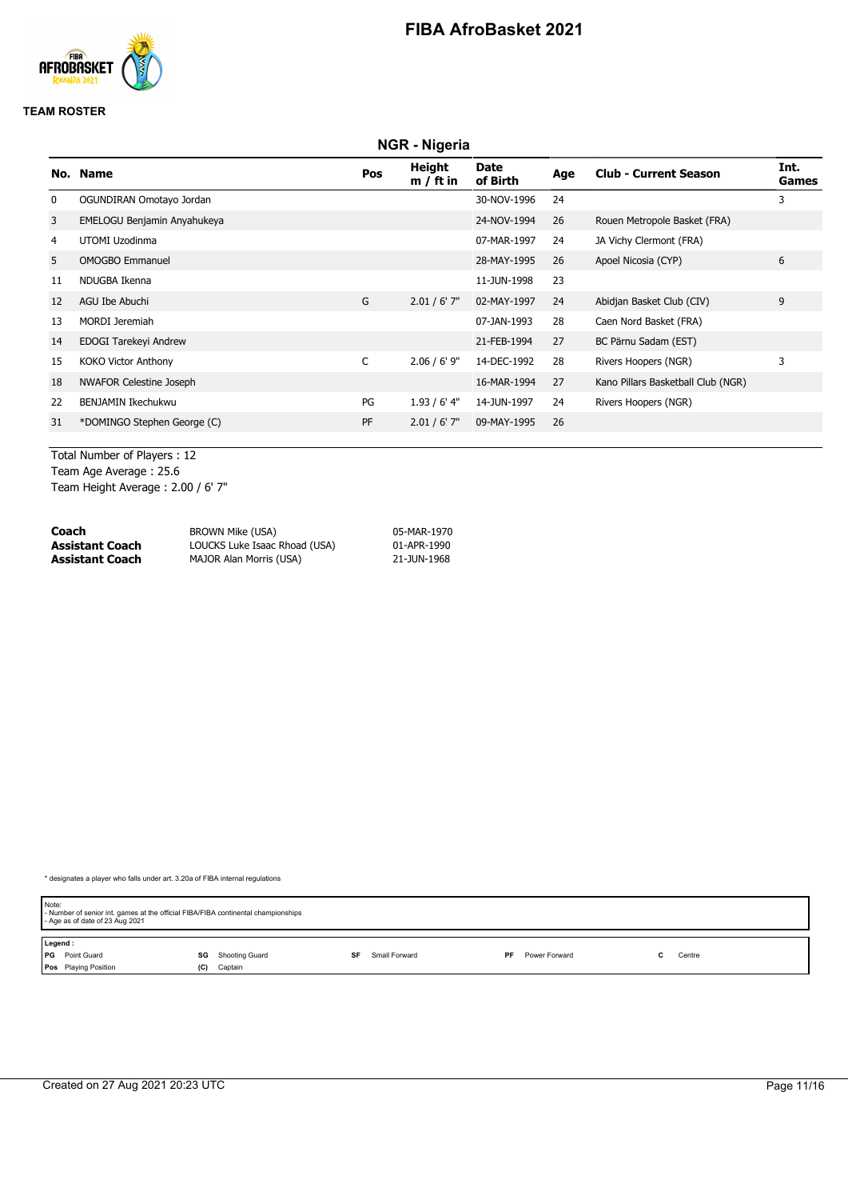# FIBA AfroBasket 2021

**TEAM ROSTER**

## NGR - Nigeria

| No. | Name | Pos | Height m / ft in | Date of Birth | Age | Club - Current Season | Int. Games |
|---|---|---|---|---|---|---|---|
| 0 | OGUNDIRAN Omotayo Jordan | | | 30-NOV-1996 | 24 | | 3 |
| 3 | EMELOGU Benjamin Anyahukeya | | | 24-NOV-1994 | 26 | Rouen Metropole Basket (FRA) | |
| 4 | UTOMI Uzodinma | | | 07-MAR-1997 | 24 | JA Vichy Clermont (FRA) | |
| 5 | OMOGBO Emmanuel | | | 28-MAY-1995 | 26 | Apoel Nicosia (CYP) | 6 |
| 11 | NDUGBA Ikenna | | | 11-JUN-1998 | 23 | | |
| 12 | AGU Ibe Abuchi | G | 2.01 / 6' 7" | 02-MAY-1997 | 24 | Abidjan Basket Club (CIV) | 9 |
| 13 | MORDI Jeremiah | | | 07-JAN-1993 | 28 | Caen Nord Basket (FRA) | |
| 14 | EDOGI Tarekeyi Andrew | | | 21-FEB-1994 | 27 | BC Pärnu Sadam (EST) | |
| 15 | KOKO Victor Anthony | C | 2.06 / 6' 9" | 14-DEC-1992 | 28 | Rivers Hoopers (NGR) | 3 |
| 18 | NWAFOR Celestine Joseph | | | 16-MAR-1994 | 27 | Kano Pillars Basketball Club (NGR) | |
| 22 | BENJAMIN Ikechukwu | PG | 1.93 / 6' 4" | 14-JUN-1997 | 24 | Rivers Hoopers (NGR) | |
| 31 | *DOMINGO Stephen George (C) | PF | 2.01 / 6' 7" | 09-MAY-1995 | 26 | | |

Total Number of Players : 12
Team Age Average : 25.6
Team Height Average : 2.00 / 6' 7"

| | | |
|---|---|---|
| **Coach** | BROWN Mike (USA) | 05-MAR-1970 |
| **Assistant Coach** | LOUCKS Luke Isaac Rhoad (USA) | 01-APR-1990 |
| **Assistant Coach** | MAJOR Alan Morris (USA) | 21-JUN-1968 |

* designates a player who falls under art. 3.20a of FIBA internal regulations

Note:
- Number of senior int. games at the official FIBA/FIBA continental championships
- Age as of date of 23 Aug 2021

Legend :

| | | | | | | | | | |
|---|---|---|---|---|---|---|---|---|---|
| PG | Point Guard | SG | Shooting Guard | SF | Small Forward | PF | Power Forward | C | Centre |
| Pos | Playing Position | (C) | Captain | | | | | | |

Created on 27 Aug 2021 20:23 UTC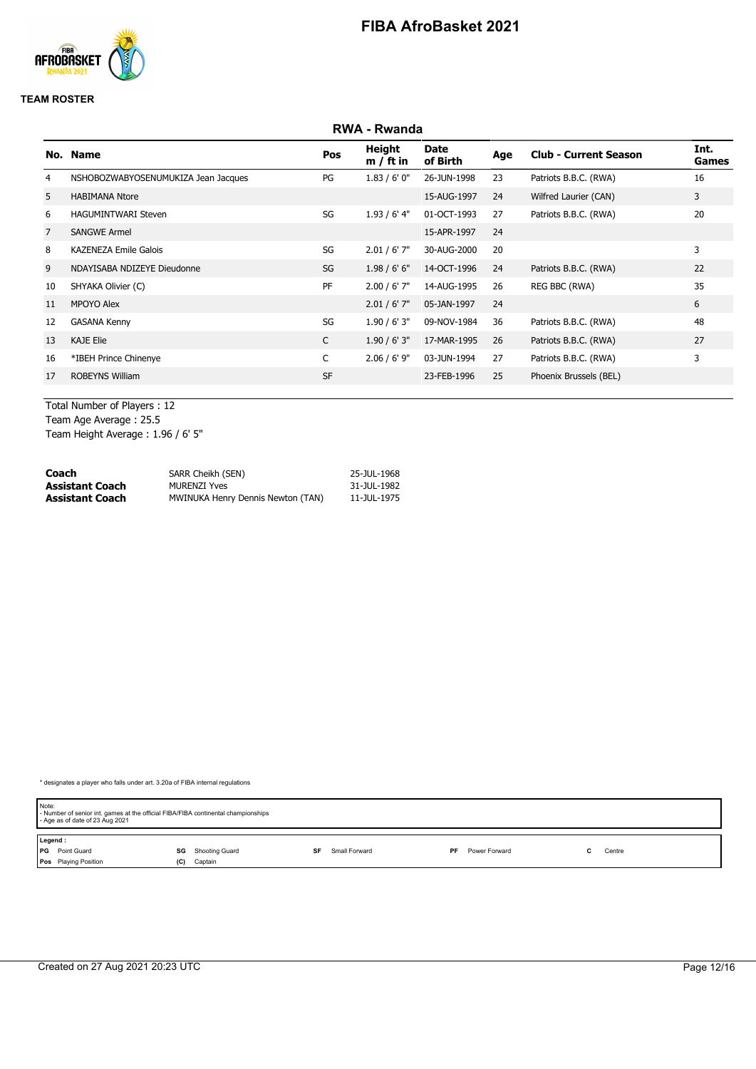# FIBA AfroBasket 2021

**TEAM ROSTER**

## RWA - Rwanda

| No. | Name | Pos | Height m / ft in | Date of Birth | Age | Club - Current Season | Int. Games |
|---|---|---|---|---|---|---|---|
| 4 | NSHOBOZWABYOSENUMUKIZA Jean Jacques | PG | 1.83 / 6' 0" | 26-JUN-1998 | 23 | Patriots B.B.C. (RWA) | 16 |
| 5 | HABIMANA Ntore | | | 15-AUG-1997 | 24 | Wilfred Laurier (CAN) | 3 |
| 6 | HAGUMINTWARI Steven | SG | 1.93 / 6' 4" | 01-OCT-1993 | 27 | Patriots B.B.C. (RWA) | 20 |
| 7 | SANGWE Armel | | | 15-APR-1997 | 24 | | |
| 8 | KAZENEZA Emile Galois | SG | 2.01 / 6' 7" | 30-AUG-2000 | 20 | | 3 |
| 9 | NDAYISABA NDIZEYE Dieudonne | SG | 1.98 / 6' 6" | 14-OCT-1996 | 24 | Patriots B.B.C. (RWA) | 22 |
| 10 | SHYAKA Olivier (C) | PF | 2.00 / 6' 7" | 14-AUG-1995 | 26 | REG BBC (RWA) | 35 |
| 11 | MPOYO Alex | | 2.01 / 6' 7" | 05-JAN-1997 | 24 | | 6 |
| 12 | GASANA Kenny | SG | 1.90 / 6' 3" | 09-NOV-1984 | 36 | Patriots B.B.C. (RWA) | 48 |
| 13 | KAJE Elie | C | 1.90 / 6' 3" | 17-MAR-1995 | 26 | Patriots B.B.C. (RWA) | 27 |
| 16 | *IBEH Prince Chinenye | C | 2.06 / 6' 9" | 03-JUN-1994 | 27 | Patriots B.B.C. (RWA) | 3 |
| 17 | ROBEYNS William | SF | | 23-FEB-1996 | 25 | Phoenix Brussels (BEL) | |

Total Number of Players : 12
Team Age Average : 25.5
Team Height Average : 1.96 / 6' 5"

| | | |
|---|---|---|
| **Coach** | SARR Cheikh (SEN) | 25-JUL-1968 |
| **Assistant Coach** | MURENZI Yves | 31-JUL-1982 |
| **Assistant Coach** | MWINUKA Henry Dennis Newton (TAN) | 11-JUL-1975 |

\* designates a player who falls under art. 3.20a of FIBA internal regulations

Note:
- Number of senior int. games at the official FIBA/FIBA continental championships
- Age as of date of 23 Aug 2021

**Legend :**

| | | | | | | | | | |
|---|---|---|---|---|---|---|---|---|---|
| PG | Point Guard | SG | Shooting Guard | SF | Small Forward | PF | Power Forward | C | Centre |
| Pos | Playing Position | (C) | Captain | | | | | | |

Created on 27 Aug 2021 20:23 UTC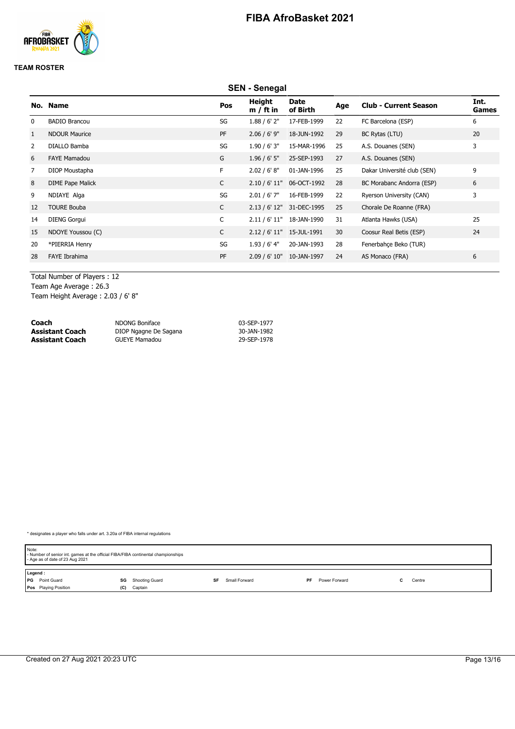# FIBA AfroBasket 2021

**TEAM ROSTER**

## SEN - Senegal

| No. | Name | Pos | Height m / ft in | Date of Birth | Age | Club - Current Season | Int. Games |
|---|---|---|---|---|---|---|---|
| 0 | BADIO Brancou | SG | 1.88 / 6' 2" | 17-FEB-1999 | 22 | FC Barcelona (ESP) | 6 |
| 1 | NDOUR Maurice | PF | 2.06 / 6' 9" | 18-JUN-1992 | 29 | BC Rytas (LTU) | 20 |
| 2 | DIALLO Bamba | SG | 1.90 / 6' 3" | 15-MAR-1996 | 25 | A.S. Douanes (SEN) | 3 |
| 6 | FAYE Mamadou | G | 1.96 / 6' 5" | 25-SEP-1993 | 27 | A.S. Douanes (SEN) | |
| 7 | DIOP Moustapha | F | 2.02 / 6' 8" | 01-JAN-1996 | 25 | Dakar Université club (SEN) | 9 |
| 8 | DIME Pape Malick | C | 2.10 / 6' 11" | 06-OCT-1992 | 28 | BC Morabanc Andorra (ESP) | 6 |
| 9 | NDIAYE Alga | SG | 2.01 / 6' 7" | 16-FEB-1999 | 22 | Ryerson University (CAN) | 3 |
| 12 | TOURE Bouba | C | 2.13 / 6' 12" | 31-DEC-1995 | 25 | Chorale De Roanne (FRA) | |
| 14 | DIENG Gorgui | C | 2.11 / 6' 11" | 18-JAN-1990 | 31 | Atlanta Hawks (USA) | 25 |
| 15 | NDOYE Youssou (C) | C | 2.12 / 6' 11" | 15-JUL-1991 | 30 | Coosur Real Betis (ESP) | 24 |
| 20 | *PIERRIA Henry | SG | 1.93 / 6' 4" | 20-JAN-1993 | 28 | Fenerbahçe Beko (TUR) | |
| 28 | FAYE Ibrahima | PF | 2.09 / 6' 10" | 10-JAN-1997 | 24 | AS Monaco (FRA) | 6 |

Total Number of Players : 12
Team Age Average : 26.3
Team Height Average : 2.03 / 6' 8"

| | | |
|---|---|---|
| **Coach** | NDONG Boniface | 03-SEP-1977 |
| **Assistant Coach** | DIOP Ngagne De Sagana | 30-JAN-1982 |
| **Assistant Coach** | GUEYE Mamadou | 29-SEP-1978 |

* designates a player who falls under art. 3.20a of FIBA internal regulations

Note:
- Number of senior int. games at the official FIBA/FIBA continental championships
- Age as of date of 23 Aug 2021

**Legend :**

| | | | | | | | | | |
|---|---|---|---|---|---|---|---|---|---|
| **PG** | Point Guard | **SG** | Shooting Guard | **SF** | Small Forward | **PF** | Power Forward | **C** | Centre |
| **Pos** | Playing Position | **(C)** | Captain | | | | | | |

Created on 27 Aug 2021 20:23 UTC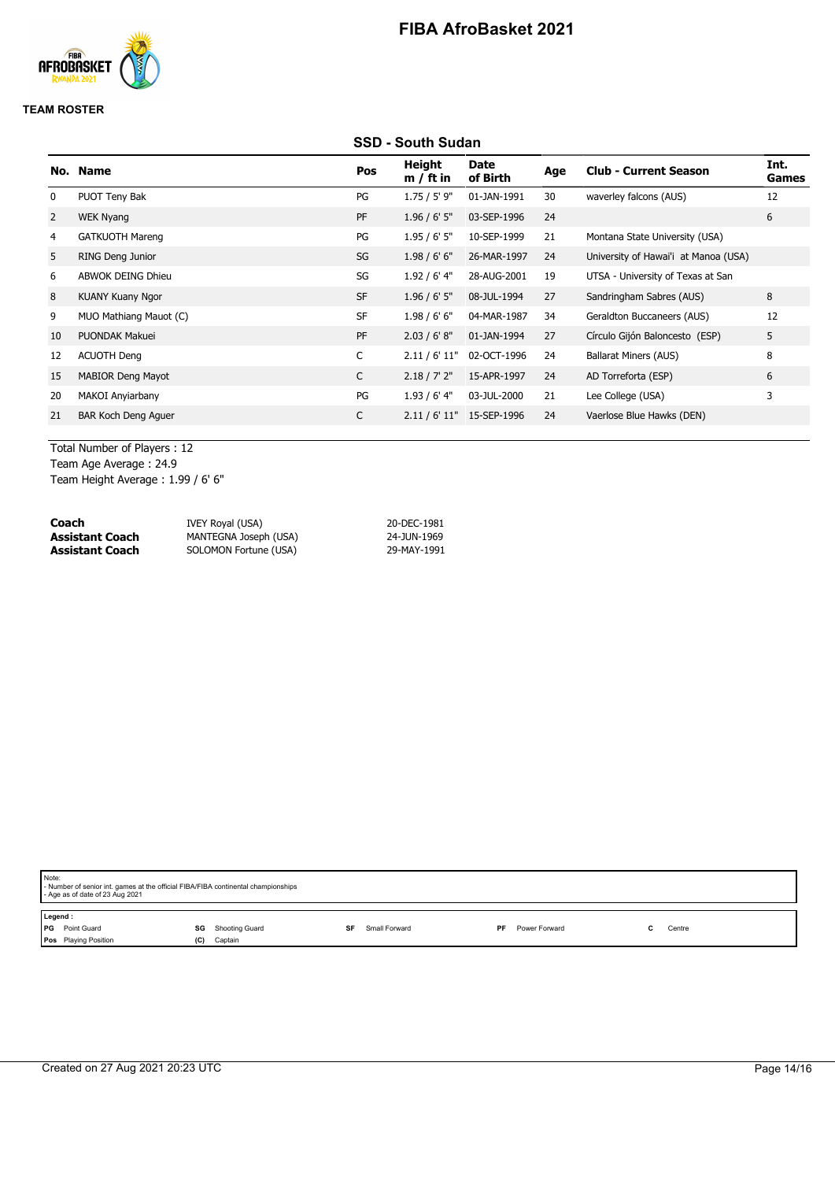# FIBA AfroBasket 2021

**TEAM ROSTER**

## SSD - South Sudan

| No. | Name | Pos | Height m / ft in | Date of Birth | Age | Club - Current Season | Int. Games |
|---|---|---|---|---|---|---|---|
| 0 | PUOT Teny Bak | PG | 1.75 / 5' 9" | 01-JAN-1991 | 30 | waverley falcons (AUS) | 12 |
| 2 | WEK Nyang | PF | 1.96 / 6' 5" | 03-SEP-1996 | 24 | | 6 |
| 4 | GATKUOTH Mareng | PG | 1.95 / 6' 5" | 10-SEP-1999 | 21 | Montana State University (USA) | |
| 5 | RING Deng Junior | SG | 1.98 / 6' 6" | 26-MAR-1997 | 24 | University of Hawai'i at Manoa (USA) | |
| 6 | ABWOK DEING Dhieu | SG | 1.92 / 6' 4" | 28-AUG-2001 | 19 | UTSA - University of Texas at San | |
| 8 | KUANY Kuany Ngor | SF | 1.96 / 6' 5" | 08-JUL-1994 | 27 | Sandringham Sabres (AUS) | 8 |
| 9 | MUO Mathiang Mauot (C) | SF | 1.98 / 6' 6" | 04-MAR-1987 | 34 | Geraldton Buccaneers (AUS) | 12 |
| 10 | PUONDAK Makuei | PF | 2.03 / 6' 8" | 01-JAN-1994 | 27 | Círculo Gijón Baloncesto (ESP) | 5 |
| 12 | ACUOTH Deng | C | 2.11 / 6' 11" | 02-OCT-1996 | 24 | Ballarat Miners (AUS) | 8 |
| 15 | MABIOR Deng Mayot | C | 2.18 / 7' 2" | 15-APR-1997 | 24 | AD Torreforta (ESP) | 6 |
| 20 | MAKOI Anyiarbany | PG | 1.93 / 6' 4" | 03-JUL-2000 | 21 | Lee College (USA) | 3 |
| 21 | BAR Koch Deng Aguer | C | 2.11 / 6' 11" | 15-SEP-1996 | 24 | Vaerlose Blue Hawks (DEN) | |

Total Number of Players : 12
Team Age Average : 24.9
Team Height Average : 1.99 / 6' 6"

| | | |
|---|---|---|
| **Coach** | IVEY Royal (USA) | 20-DEC-1981 |
| **Assistant Coach** | MANTEGNA Joseph (USA) | 24-JUN-1969 |
| **Assistant Coach** | SOLOMON Fortune (USA) | 29-MAY-1991 |

Note:
- Number of senior int. games at the official FIBA/FIBA continental championships
- Age as of date of 23 Aug 2021

Legend :

| | | | | | | | | | |
|---|---|---|---|---|---|---|---|---|---|
| PG | Point Guard | SG | Shooting Guard | SF | Small Forward | PF | Power Forward | C | Centre |
| Pos | Playing Position | (C) | Captain | | | | | | |

Created on 27 Aug 2021 20:23 UTC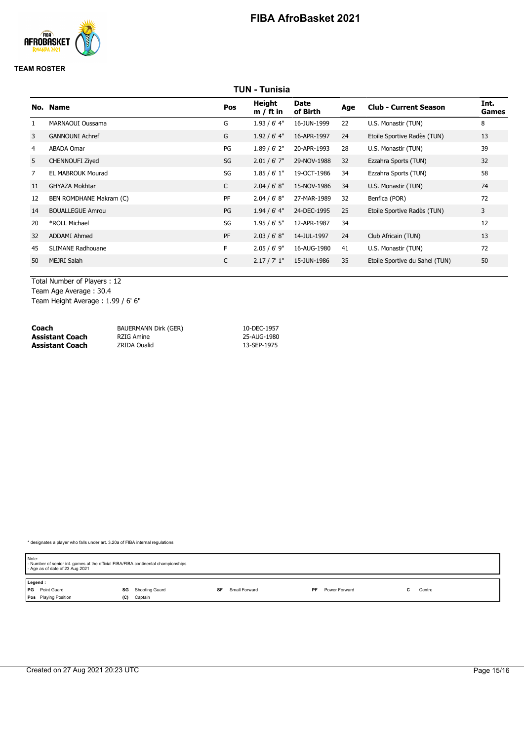# FIBA AfroBasket 2021

**TEAM ROSTER**

## TUN - Tunisia

| No. | Name | Pos | Height m / ft in | Date of Birth | Age | Club - Current Season | Int. Games |
|---|---|---|---|---|---|---|---|
| 1 | MARNAOUI Oussama | G | 1.93 / 6' 4" | 16-JUN-1999 | 22 | U.S. Monastir (TUN) | 8 |
| 3 | GANNOUNI Achref | G | 1.92 / 6' 4" | 16-APR-1997 | 24 | Etoile Sportive Radès (TUN) | 13 |
| 4 | ABADA Omar | PG | 1.89 / 6' 2" | 20-APR-1993 | 28 | U.S. Monastir (TUN) | 39 |
| 5 | CHENNOUFI Ziyed | SG | 2.01 / 6' 7" | 29-NOV-1988 | 32 | Ezzahra Sports (TUN) | 32 |
| 7 | EL MABROUK Mourad | SG | 1.85 / 6' 1" | 19-OCT-1986 | 34 | Ezzahra Sports (TUN) | 58 |
| 11 | GHYAZA Mokhtar | C | 2.04 / 6' 8" | 15-NOV-1986 | 34 | U.S. Monastir (TUN) | 74 |
| 12 | BEN ROMDHANE Makram (C) | PF | 2.04 / 6' 8" | 27-MAR-1989 | 32 | Benfica (POR) | 72 |
| 14 | BOUALLEGUE Amrou | PG | 1.94 / 6' 4" | 24-DEC-1995 | 25 | Etoile Sportive Radès (TUN) | 3 |
| 20 | *ROLL Michael | SG | 1.95 / 6' 5" | 12-APR-1987 | 34 | | 12 |
| 32 | ADDAMI Ahmed | PF | 2.03 / 6' 8" | 14-JUL-1997 | 24 | Club Africain (TUN) | 13 |
| 45 | SLIMANE Radhouane | F | 2.05 / 6' 9" | 16-AUG-1980 | 41 | U.S. Monastir (TUN) | 72 |
| 50 | MEJRI Salah | C | 2.17 / 7' 1" | 15-JUN-1986 | 35 | Etoile Sportive du Sahel (TUN) | 50 |

Total Number of Players : 12
Team Age Average : 30.4
Team Height Average : 1.99 / 6' 6"

| | | |
|---|---|---|
| **Coach** | BAUERMANN Dirk (GER) | 10-DEC-1957 |
| **Assistant Coach** | RZIG Amine | 25-AUG-1980 |
| **Assistant Coach** | ZRIDA Oualid | 13-SEP-1975 |

* designates a player who falls under art. 3.20a of FIBA internal regulations

Note:
- Number of senior int. games at the official FIBA/FIBA continental championships
- Age as of date of 23 Aug 2021

**Legend :**

| | | | | | | | | | |
|---|---|---|---|---|---|---|---|---|---|
| PG | Point Guard | SG | Shooting Guard | SF | Small Forward | PF | Power Forward | C | Centre |
| Pos | Playing Position | (C) | Captain | | | | | | |

Created on 27 Aug 2021 20:23 UTC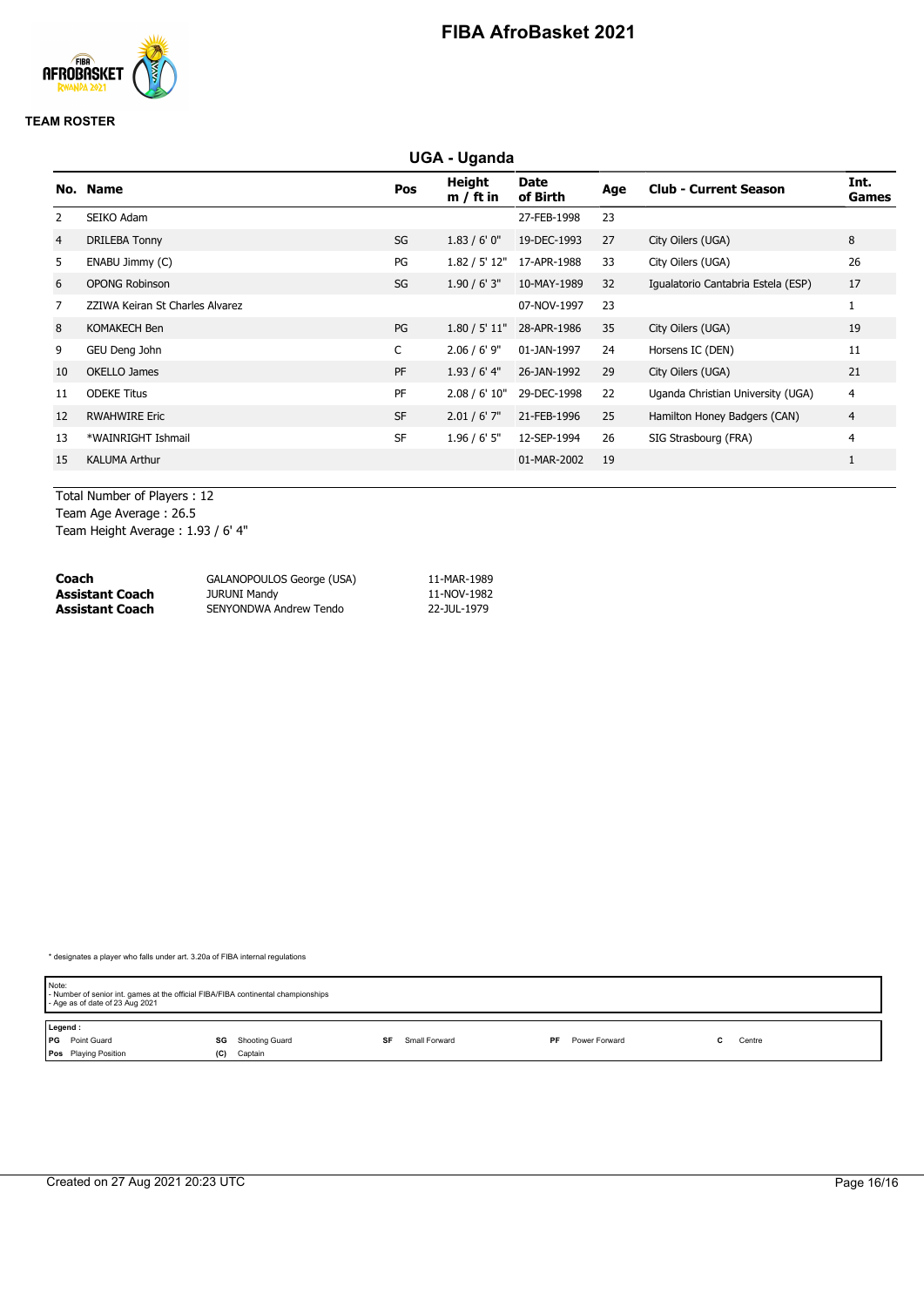# FIBA AfroBasket 2021

**TEAM ROSTER**

## UGA - Uganda

| No. | Name | Pos | Height m / ft in | Date of Birth | Age | Club - Current Season | Int. Games |
|---|---|---|---|---|---|---|---|
| 2 | SEIKO Adam | | | 27-FEB-1998 | 23 | | |
| 4 | DRILEBA Tonny | SG | 1.83 / 6' 0" | 19-DEC-1993 | 27 | City Oilers (UGA) | 8 |
| 5 | ENABU Jimmy (C) | PG | 1.82 / 5' 12" | 17-APR-1988 | 33 | City Oilers (UGA) | 26 |
| 6 | OPONG Robinson | SG | 1.90 / 6' 3" | 10-MAY-1989 | 32 | Igualatorio Cantabria Estela (ESP) | 17 |
| 7 | ZZIWA Keiran St Charles Alvarez | | | 07-NOV-1997 | 23 | | 1 |
| 8 | KOMAKECH Ben | PG | 1.80 / 5' 11" | 28-APR-1986 | 35 | City Oilers (UGA) | 19 |
| 9 | GEU Deng John | C | 2.06 / 6' 9" | 01-JAN-1997 | 24 | Horsens IC (DEN) | 11 |
| 10 | OKELLO James | PF | 1.93 / 6' 4" | 26-JAN-1992 | 29 | City Oilers (UGA) | 21 |
| 11 | ODEKE Titus | PF | 2.08 / 6' 10" | 29-DEC-1998 | 22 | Uganda Christian University (UGA) | 4 |
| 12 | RWAHWIRE Eric | SF | 2.01 / 6' 7" | 21-FEB-1996 | 25 | Hamilton Honey Badgers (CAN) | 4 |
| 13 | *WAINRIGHT Ishmail | SF | 1.96 / 6' 5" | 12-SEP-1994 | 26 | SIG Strasbourg (FRA) | 4 |
| 15 | KALUMA Arthur | | | 01-MAR-2002 | 19 | | 1 |

Total Number of Players : 12
Team Age Average : 26.5
Team Height Average : 1.93 / 6' 4"

| | | |
|---|---|---|
| **Coach** | GALANOPOULOS George (USA) | 11-MAR-1989 |
| **Assistant Coach** | JURUNI Mandy | 11-NOV-1982 |
| **Assistant Coach** | SENYONDWA Andrew Tendo | 22-JUL-1979 |

\* designates a player who falls under art. 3.20a of FIBA internal regulations

Note:
- Number of senior int. games at the official FIBA/FIBA continental championships
- Age as of date of 23 Aug 2021

**Legend :**
**PG** Point Guard **SG** Shooting Guard **SF** Small Forward **PF** Power Forward **C** Centre
**Pos** Playing Position **(C)** Captain

Created on 27 Aug 2021 20:23 UTC